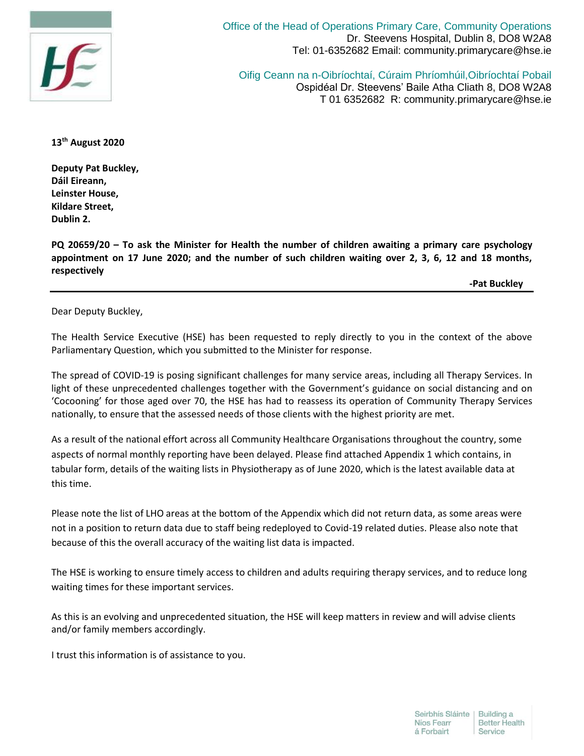Office of the Head of Operations Primary Care, Community Operations
Dr. Steevens Hospital, Dublin 8, DO8 W2A8
Tel: 01-6352682 Email: community.primarycare@hse.ie

Oifig Ceann na n-Oibríochtaí, Cúraim Phríomhúil,Oibríochtaí Pobail
Ospidéal Dr. Steevens' Baile Atha Cliath 8, DO8 W2A8
T 01 6352682 R: community.primarycare@hse.ie

**13th August 2020**

**Deputy Pat Buckley,**
**Dáil Eireann,**
**Leinster House,**
**Kildare Street,**
**Dublin 2.**

**PQ 20659/20 – To ask the Minister for Health the number of children awaiting a primary care psychology appointment on 17 June 2020; and the number of such children waiting over 2, 3, 6, 12 and 18 months, respectively**

**-Pat Buckley**

---

Dear Deputy Buckley,

The Health Service Executive (HSE) has been requested to reply directly to you in the context of the above Parliamentary Question, which you submitted to the Minister for response.

The spread of COVID-19 is posing significant challenges for many service areas, including all Therapy Services. In light of these unprecedented challenges together with the Government's guidance on social distancing and on 'Cocooning' for those aged over 70, the HSE has had to reassess its operation of Community Therapy Services nationally, to ensure that the assessed needs of those clients with the highest priority are met.

As a result of the national effort across all Community Healthcare Organisations throughout the country, some aspects of normal monthly reporting have been delayed. Please find attached Appendix 1 which contains, in tabular form, details of the waiting lists in Physiotherapy as of June 2020, which is the latest available data at this time.

Please note the list of LHO areas at the bottom of the Appendix which did not return data, as some areas were not in a position to return data due to staff being redeployed to Covid-19 related duties. Please also note that because of this the overall accuracy of the waiting list data is impacted.

The HSE is working to ensure timely access to children and adults requiring therapy services, and to reduce long waiting times for these important services.

As this is an evolving and unprecedented situation, the HSE will keep matters in review and will advise clients and/or family members accordingly.

I trust this information is of assistance to you.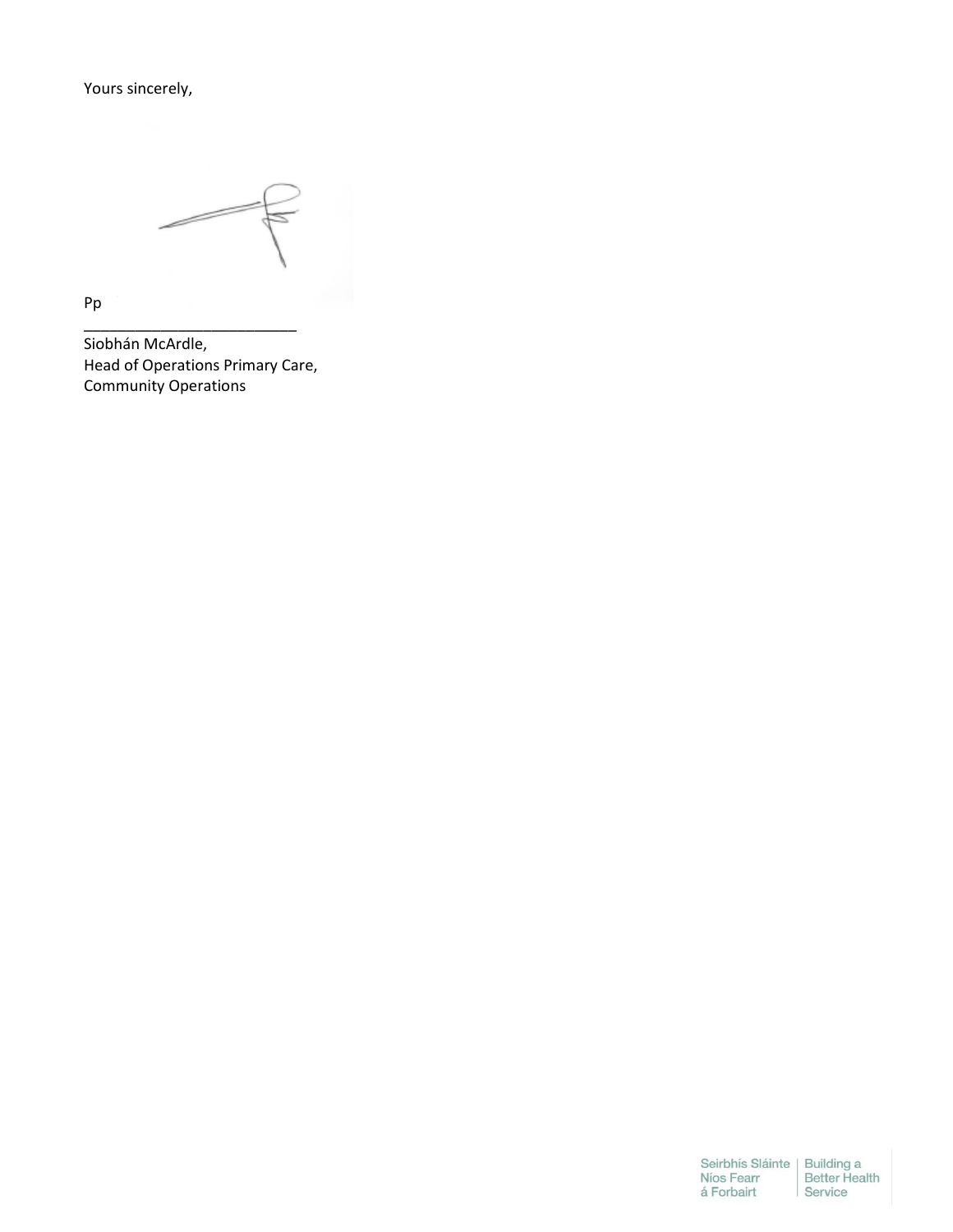Yours sincerely,

Pp

_________________________

Siobhán McArdle,
Head of Operations Primary Care,
Community Operations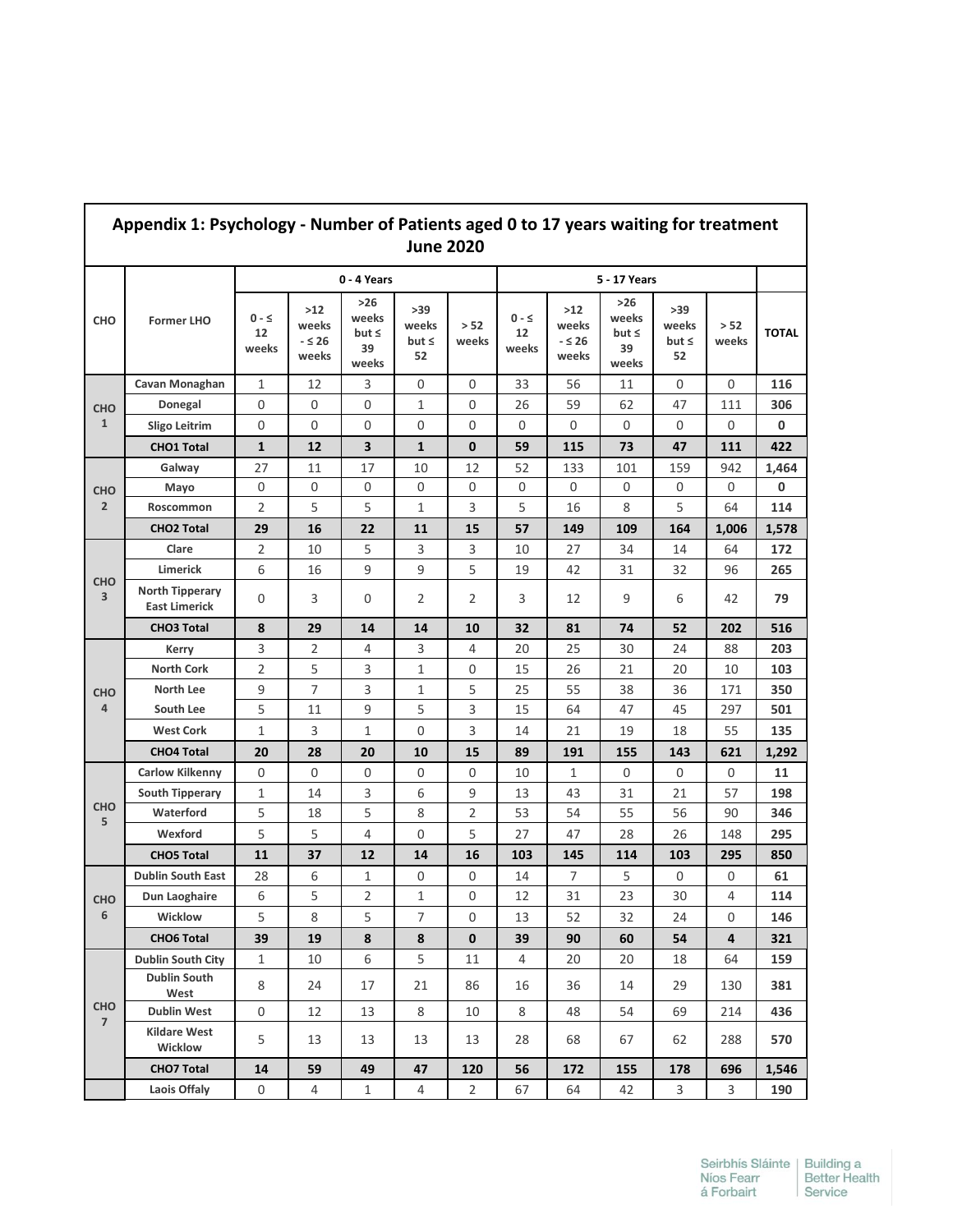| Appendix 1: Psychology - Number of Patients aged 0 to 17 years waiting for treatment June 2020 | | | | | | | | | | | | |
|---|---|---|---|---|---|---|---|---|---|---|---|---|
| | | 0 - 4 Years | | | | | 5 - 17 Years | | | | | |
| CHO | Former LHO | 0 - ≤ 12 weeks | >12 weeks - ≤ 26 weeks | >26 weeks but ≤ 39 weeks | >39 weeks but ≤ 52 | > 52 weeks | 0 - ≤ 12 weeks | >12 weeks - ≤ 26 weeks | >26 weeks but ≤ 39 weeks | >39 weeks but ≤ 52 | > 52 weeks | TOTAL |
| CHO 1 | Cavan Monaghan | 1 | 12 | 3 | 0 | 0 | 33 | 56 | 11 | 0 | 0 | **116** |
| | Donegal | 0 | 0 | 0 | 1 | 0 | 26 | 59 | 62 | 47 | 111 | **306** |
| | Sligo Leitrim | 0 | 0 | 0 | 0 | 0 | 0 | 0 | 0 | 0 | 0 | **0** |
| | **CHO1 Total** | **1** | **12** | **3** | **1** | **0** | **59** | **115** | **73** | **47** | **111** | **422** |
| CHO 2 | Galway | 27 | 11 | 17 | 10 | 12 | 52 | 133 | 101 | 159 | 942 | **1,464** |
| | Mayo | 0 | 0 | 0 | 0 | 0 | 0 | 0 | 0 | 0 | 0 | **0** |
| | Roscommon | 2 | 5 | 5 | 1 | 3 | 5 | 16 | 8 | 5 | 64 | **114** |
| | **CHO2 Total** | **29** | **16** | **22** | **11** | **15** | **57** | **149** | **109** | **164** | **1,006** | **1,578** |
| CHO 3 | Clare | 2 | 10 | 5 | 3 | 3 | 10 | 27 | 34 | 14 | 64 | **172** |
| | Limerick | 6 | 16 | 9 | 9 | 5 | 19 | 42 | 31 | 32 | 96 | **265** |
| | North Tipperary East Limerick | 0 | 3 | 0 | 2 | 2 | 3 | 12 | 9 | 6 | 42 | **79** |
| | **CHO3 Total** | **8** | **29** | **14** | **14** | **10** | **32** | **81** | **74** | **52** | **202** | **516** |
| CHO 4 | Kerry | 3 | 2 | 4 | 3 | 4 | 20 | 25 | 30 | 24 | 88 | **203** |
| | North Cork | 2 | 5 | 3 | 1 | 0 | 15 | 26 | 21 | 20 | 10 | **103** |
| | North Lee | 9 | 7 | 3 | 1 | 5 | 25 | 55 | 38 | 36 | 171 | **350** |
| | South Lee | 5 | 11 | 9 | 5 | 3 | 15 | 64 | 47 | 45 | 297 | **501** |
| | West Cork | 1 | 3 | 1 | 0 | 3 | 14 | 21 | 19 | 18 | 55 | **135** |
| | **CHO4 Total** | **20** | **28** | **20** | **10** | **15** | **89** | **191** | **155** | **143** | **621** | **1,292** |
| CHO 5 | Carlow Kilkenny | 0 | 0 | 0 | 0 | 0 | 10 | 1 | 0 | 0 | 0 | **11** |
| | South Tipperary | 1 | 14 | 3 | 6 | 9 | 13 | 43 | 31 | 21 | 57 | **198** |
| | Waterford | 5 | 18 | 5 | 8 | 2 | 53 | 54 | 55 | 56 | 90 | **346** |
| | Wexford | 5 | 5 | 4 | 0 | 5 | 27 | 47 | 28 | 26 | 148 | **295** |
| | **CHO5 Total** | **11** | **37** | **12** | **14** | **16** | **103** | **145** | **114** | **103** | **295** | **850** |
| CHO 6 | Dublin South East | 28 | 6 | 1 | 0 | 0 | 14 | 7 | 5 | 0 | 0 | **61** |
| | Dun Laoghaire | 6 | 5 | 2 | 1 | 0 | 12 | 31 | 23 | 30 | 4 | **114** |
| | Wicklow | 5 | 8 | 5 | 7 | 0 | 13 | 52 | 32 | 24 | 0 | **146** |
| | **CHO6 Total** | **39** | **19** | **8** | **8** | **0** | **39** | **90** | **60** | **54** | **4** | **321** |
| CHO 7 | Dublin South City | 1 | 10 | 6 | 5 | 11 | 4 | 20 | 20 | 18 | 64 | **159** |
| | Dublin South West | 8 | 24 | 17 | 21 | 86 | 16 | 36 | 14 | 29 | 130 | **381** |
| | Dublin West | 0 | 12 | 13 | 8 | 10 | 8 | 48 | 54 | 69 | 214 | **436** |
| | Kildare West Wicklow | 5 | 13 | 13 | 13 | 13 | 28 | 68 | 67 | 62 | 288 | **570** |
| | **CHO7 Total** | **14** | **59** | **49** | **47** | **120** | **56** | **172** | **155** | **178** | **696** | **1,546** |
| | Laois Offaly | 0 | 4 | 1 | 4 | 2 | 67 | 64 | 42 | 3 | 3 | **190** |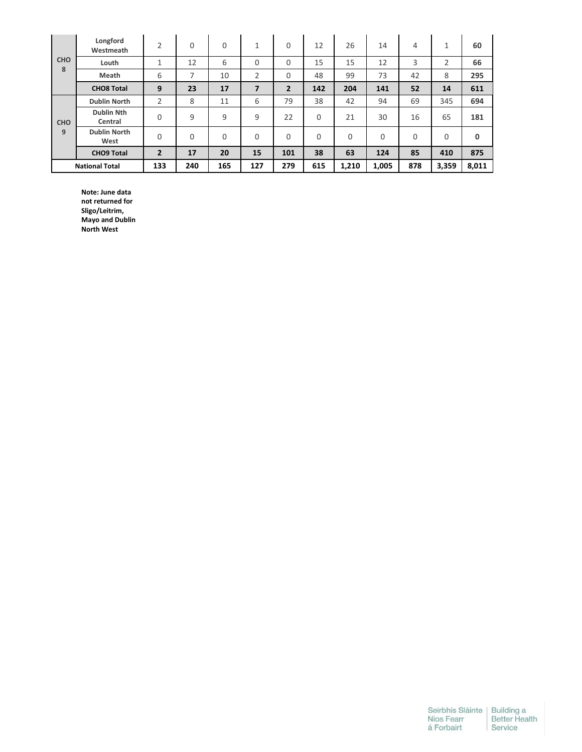| | | | | | | | | | | | | |
|---|---|---|---|---|---|---|---|---|---|---|---|---|
| CHO 8 | Longford Westmeath | 2 | 0 | 0 | 1 | 0 | 12 | 26 | 14 | 4 | 1 | **60** |
| | Louth | 1 | 12 | 6 | 0 | 0 | 15 | 15 | 12 | 3 | 2 | **66** |
| | Meath | 6 | 7 | 10 | 2 | 0 | 48 | 99 | 73 | 42 | 8 | **295** |
| | **CHO8 Total** | **9** | **23** | **17** | **7** | **2** | **142** | **204** | **141** | **52** | **14** | **611** |
| CHO 9 | Dublin North | 2 | 8 | 11 | 6 | 79 | 38 | 42 | 94 | 69 | 345 | **694** |
| | Dublin Nth Central | 0 | 9 | 9 | 9 | 22 | 0 | 21 | 30 | 16 | 65 | **181** |
| | Dublin North West | 0 | 0 | 0 | 0 | 0 | 0 | 0 | 0 | 0 | 0 | **0** |
| | **CHO9 Total** | **2** | **17** | **20** | **15** | **101** | **38** | **63** | **124** | **85** | **410** | **875** |
| **National Total** | | **133** | **240** | **165** | **127** | **279** | **615** | **1,210** | **1,005** | **878** | **3,359** | **8,011** |

**Note: June data not returned for Sligo/Leitrim, Mayo and Dublin North West**